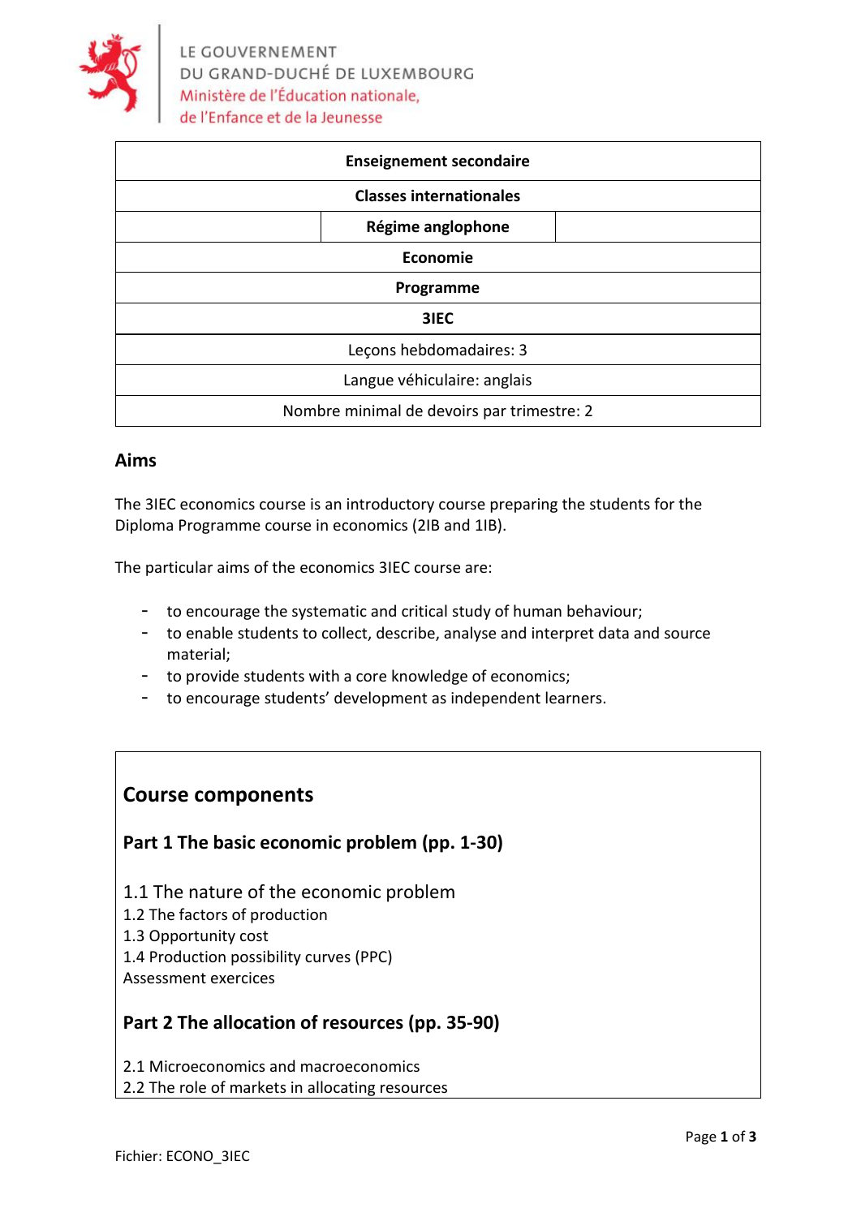LE GOUVERNEMENT
DU GRAND-DUCHÉ DE LUXEMBOURG
Ministère de l'Éducation nationale,
de l'Enfance et de la Jeunesse

| **Enseignement secondaire** |
|---|
| **Classes internationales** |
| **Régime anglophone** |
| **Economie** |
| **Programme** |
| **3IEC** |
| Leçons hebdomadaires: 3 |
| Langue véhiculaire: anglais |
| Nombre minimal de devoirs par trimestre: 2 |

## Aims

The 3IEC economics course is an introductory course preparing the students for the Diploma Programme course in economics (2IB and 1IB).

The particular aims of the economics 3IEC course are:

- to encourage the systematic and critical study of human behaviour;
- to enable students to collect, describe, analyse and interpret data and source material;
- to provide students with a core knowledge of economics;
- to encourage students' development as independent learners.

## Course components

### Part 1 The basic economic problem (pp. 1-30)

1.1 The nature of the economic problem
1.2 The factors of production
1.3 Opportunity cost
1.4 Production possibility curves (PPC)
Assessment exercices

### Part 2 The allocation of resources (pp. 35-90)

2.1 Microeconomics and macroeconomics
2.2 The role of markets in allocating resources

Fichier: ECONO_3IEC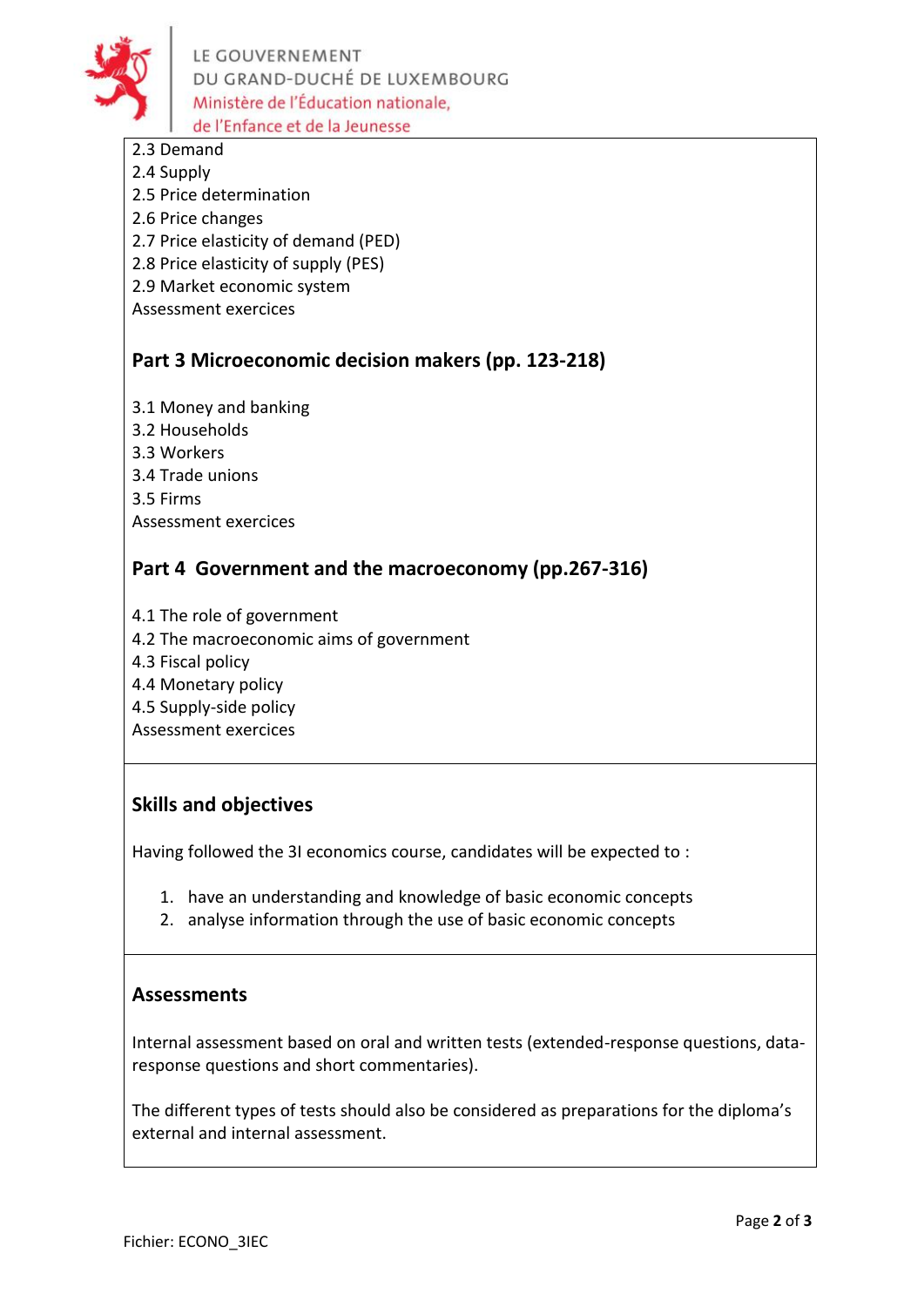2.3 Demand
2.4 Supply
2.5 Price determination
2.6 Price changes
2.7 Price elasticity of demand (PED)
2.8 Price elasticity of supply (PES)
2.9 Market economic system
Assessment exercices

## Part 3 Microeconomic decision makers (pp. 123-218)

3.1 Money and banking
3.2 Households
3.3 Workers
3.4 Trade unions
3.5 Firms
Assessment exercices

## Part 4 Government and the macroeconomy (pp.267-316)

4.1 The role of government
4.2 The macroeconomic aims of government
4.3 Fiscal policy
4.4 Monetary policy
4.5 Supply-side policy
Assessment exercices

## Skills and objectives

Having followed the 3I economics course, candidates will be expected to :

1. have an understanding and knowledge of basic economic concepts
2. analyse information through the use of basic economic concepts

## Assessments

Internal assessment based on oral and written tests (extended-response questions, data-response questions and short commentaries).

The different types of tests should also be considered as preparations for the diploma's external and internal assessment.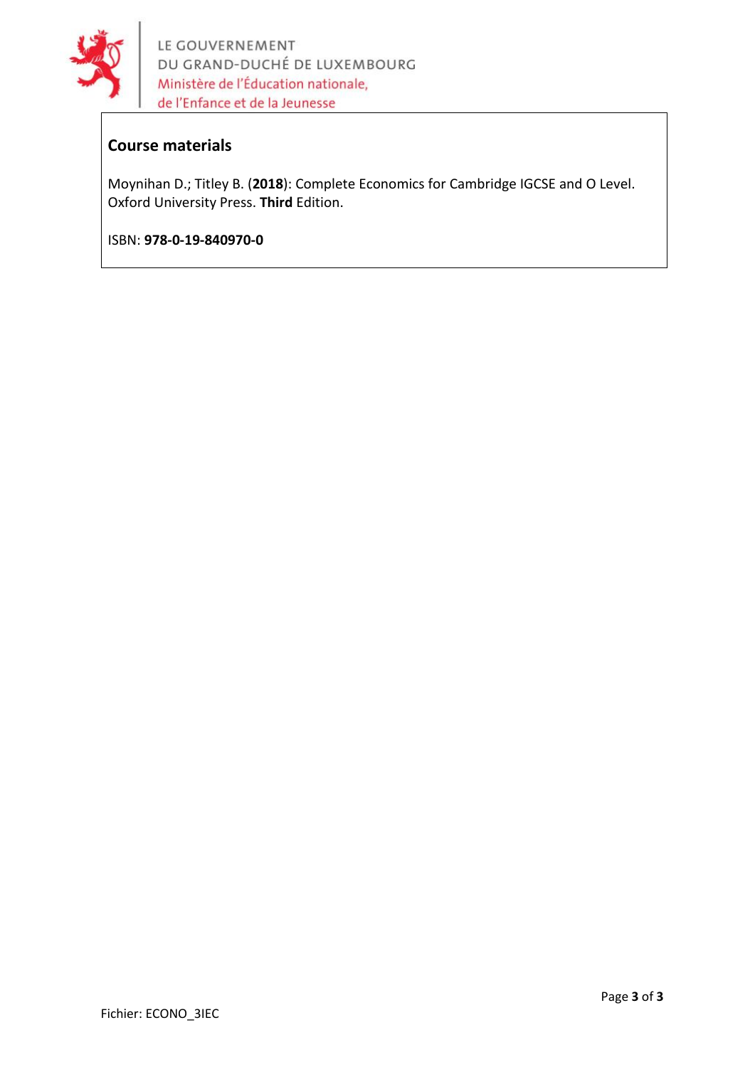## Course materials

Moynihan D.; Titley B. (**2018**): Complete Economics for Cambridge IGCSE and O Level. Oxford University Press. **Third** Edition.

ISBN: **978-0-19-840970-0**